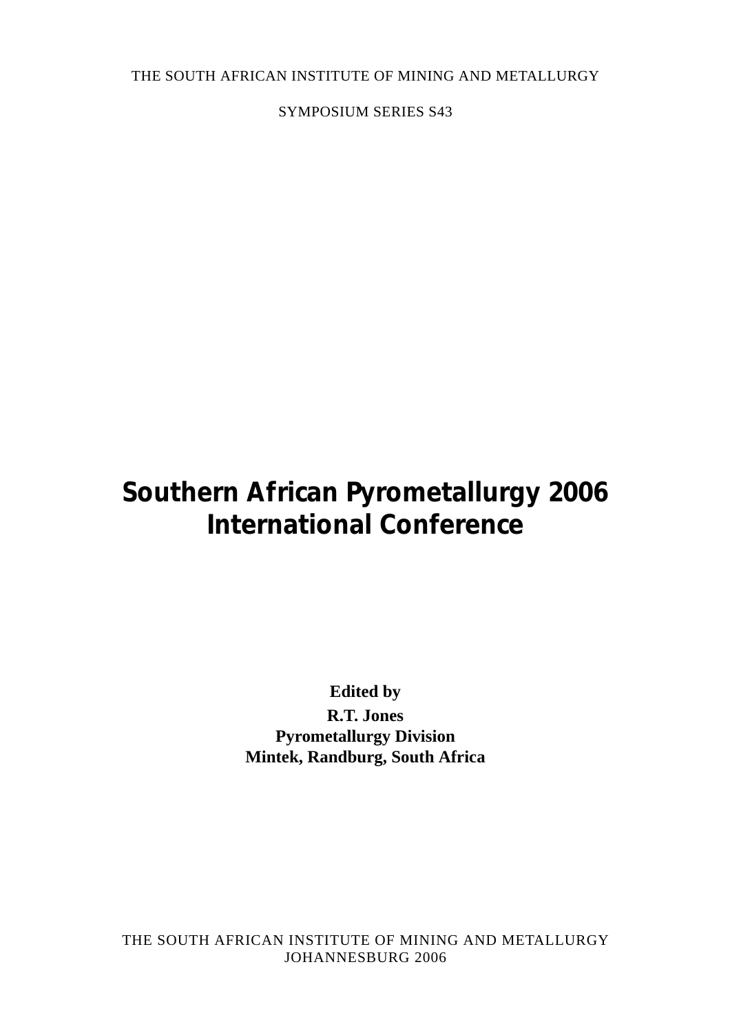THE SOUTH AFRICAN INSTITUTE OF MINING AND METALLURGY

SYMPOSIUM SERIES S43

# Southern African Pyrometallurgy 2006 International Conference

**Edited by**

**R.T. Jones**
**Pyrometallurgy Division**
**Mintek, Randburg, South Africa**

THE SOUTH AFRICAN INSTITUTE OF MINING AND METALLURGY
JOHANNESBURG 2006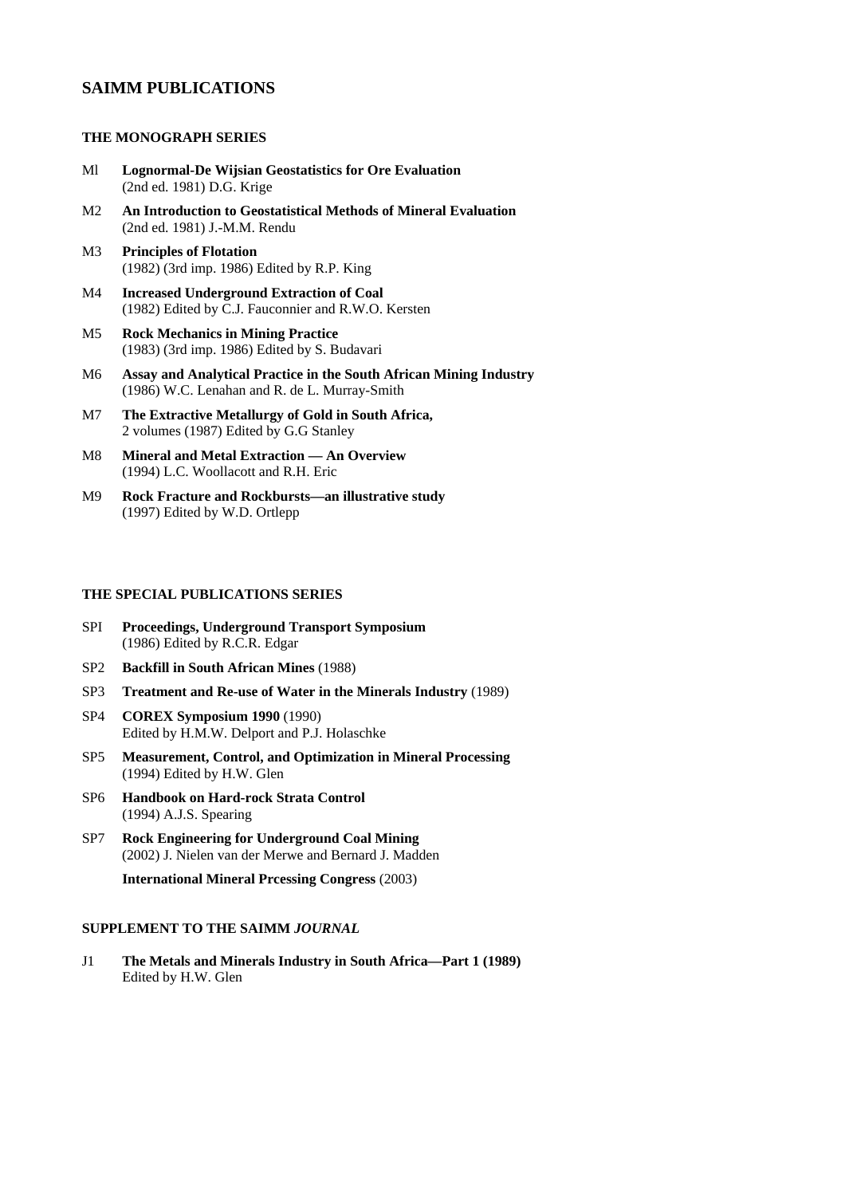## SAIMM PUBLICATIONS

### THE MONOGRAPH SERIES

Ml **Lognormal-De Wijsian Geostatistics for Ore Evaluation**
(2nd ed. 1981) D.G. Krige

M2 **An Introduction to Geostatistical Methods of Mineral Evaluation**
(2nd ed. 1981) J.-M.M. Rendu

M3 **Principles of Flotation**
(1982) (3rd imp. 1986) Edited by R.P. King

M4 **Increased Underground Extraction of Coal**
(1982) Edited by C.J. Fauconnier and R.W.O. Kersten

M5 **Rock Mechanics in Mining Practice**
(1983) (3rd imp. 1986) Edited by S. Budavari

M6 **Assay and Analytical Practice in the South African Mining Industry**
(1986) W.C. Lenahan and R. de L. Murray-Smith

M7 **The Extractive Metallurgy of Gold in South Africa,**
2 volumes (1987) Edited by G.G Stanley

M8 **Mineral and Metal Extraction — An Overview**
(1994) L.C. Woollacott and R.H. Eric

M9 **Rock Fracture and Rockbursts—an illustrative study**
(1997) Edited by W.D. Ortlepp

### THE SPECIAL PUBLICATIONS SERIES

SPI **Proceedings, Underground Transport Symposium**
(1986) Edited by R.C.R. Edgar

SP2 **Backfill in South African Mines** (1988)

SP3 **Treatment and Re-use of Water in the Minerals Industry** (1989)

SP4 **COREX Symposium 1990** (1990)
Edited by H.M.W. Delport and P.J. Holaschke

SP5 **Measurement, Control, and Optimization in Mineral Processing**
(1994) Edited by H.W. Glen

SP6 **Handbook on Hard-rock Strata Control**
(1994) A.J.S. Spearing

SP7 **Rock Engineering for Underground Coal Mining**
(2002) J. Nielen van der Merwe and Bernard J. Madden

**International Mineral Prcessing Congress** (2003)

### SUPPLEMENT TO THE SAIMM *JOURNAL*

J1 **The Metals and Minerals Industry in South Africa—Part 1 (1989)**
Edited by H.W. Glen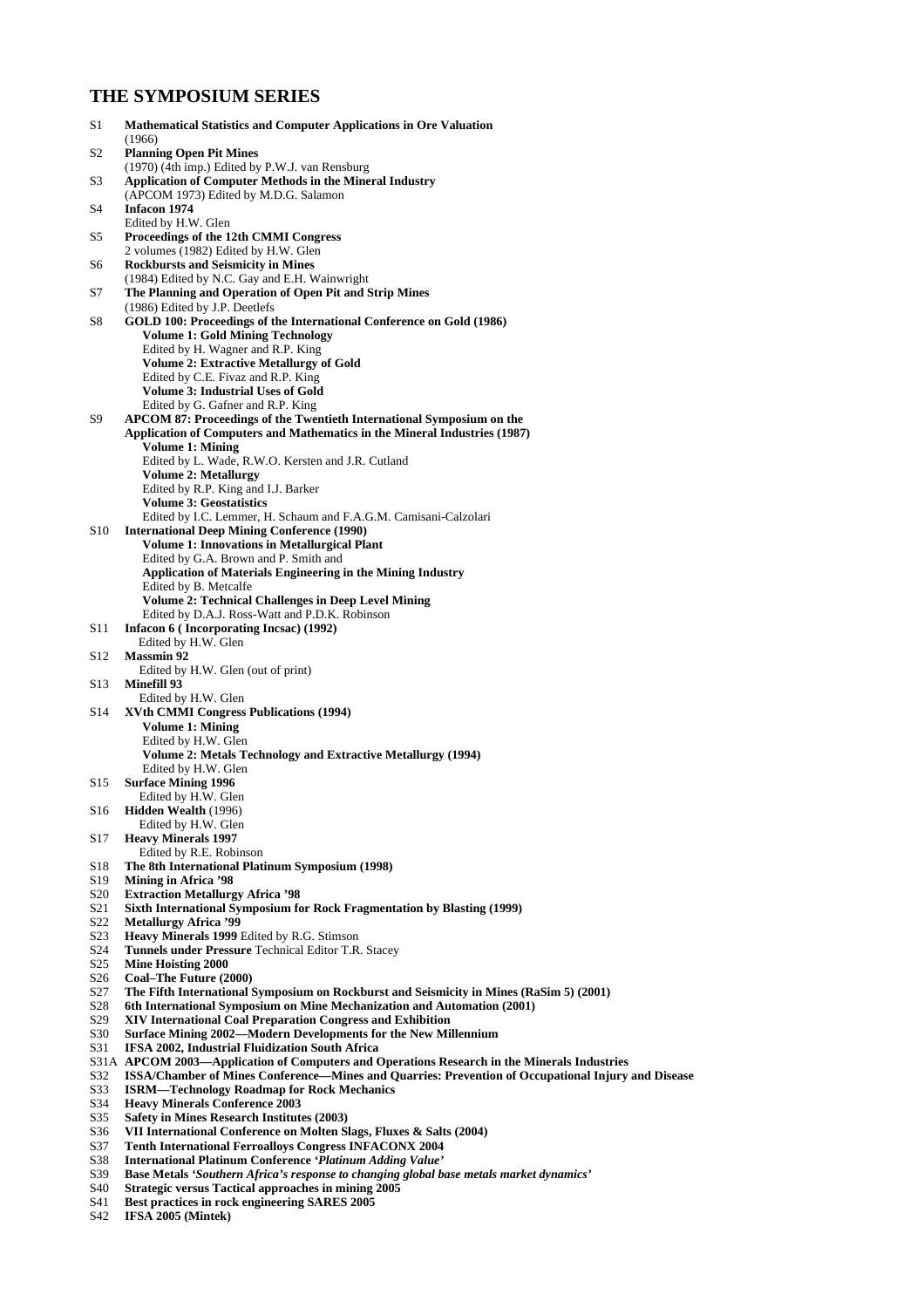# THE SYMPOSIUM SERIES

S1 **Mathematical Statistics and Computer Applications in Ore Valuation**
(1966)

S2 **Planning Open Pit Mines**
(1970) (4th imp.) Edited by P.W.J. van Rensburg

S3 **Application of Computer Methods in the Mineral Industry**
(APCOM 1973) Edited by M.D.G. Salamon

S4 **Infacon 1974**
Edited by H.W. Glen

S5 **Proceedings of the 12th CMMI Congress**
2 volumes (1982) Edited by H.W. Glen

S6 **Rockbursts and Seismicity in Mines**
(1984) Edited by N.C. Gay and E.H. Wainwright

S7 **The Planning and Operation of Open Pit and Strip Mines**
(1986) Edited by J.P. Deetlefs

S8 **GOLD 100: Proceedings of the International Conference on Gold (1986)**
**Volume 1: Gold Mining Technology**
Edited by H. Wagner and R.P. King
**Volume 2: Extractive Metallurgy of Gold**
Edited by C.E. Fivaz and R.P. King
**Volume 3: Industrial Uses of Gold**
Edited by G. Gafner and R.P. King

S9 **APCOM 87: Proceedings of the Twentieth International Symposium on the Application of Computers and Mathematics in the Mineral Industries (1987)**
**Volume 1: Mining**
Edited by L. Wade, R.W.O. Kersten and J.R. Cutland
**Volume 2: Metallurgy**
Edited by R.P. King and I.J. Barker
**Volume 3: Geostatistics**
Edited by I.C. Lemmer, H. Schaum and F.A.G.M. Camisani-Calzolari

S10 **International Deep Mining Conference (1990)**
**Volume 1: Innovations in Metallurgical Plant**
Edited by G.A. Brown and P. Smith and
**Application of Materials Engineering in the Mining Industry**
Edited by B. Metcalfe
**Volume 2: Technical Challenges in Deep Level Mining**
Edited by D.A.J. Ross-Watt and P.D.K. Robinson

S11 **Infacon 6 ( Incorporating Incsac) (1992)**
Edited by H.W. Glen

S12 **Massmin 92**
Edited by H.W. Glen (out of print)

S13 **Minefill 93**
Edited by H.W. Glen

S14 **XVth CMMI Congress Publications (1994)**
**Volume 1: Mining**
Edited by H.W. Glen
**Volume 2: Metals Technology and Extractive Metallurgy (1994)**
Edited by H.W. Glen

S15 **Surface Mining 1996**
Edited by H.W. Glen

S16 **Hidden Wealth** (1996)
Edited by H.W. Glen

S17 **Heavy Minerals 1997**
Edited by R.E. Robinson

S18 **The 8th International Platinum Symposium (1998)**

S19 **Mining in Africa '98**

S20 **Extraction Metallurgy Africa '98**

S21 **Sixth International Symposium for Rock Fragmentation by Blasting (1999)**

S22 **Metallurgy Africa '99**

S23 **Heavy Minerals 1999** Edited by R.G. Stimson

S24 **Tunnels under Pressure** Technical Editor T.R. Stacey

S25 **Mine Hoisting 2000**

S26 **Coal–The Future (2000)**

S27 **The Fifth International Symposium on Rockburst and Seismicity in Mines (RaSim 5) (2001)**

S28 **6th International Symposium on Mine Mechanization and Automation (2001)**

S29 **XIV International Coal Preparation Congress and Exhibition**

S30 **Surface Mining 2002—Modern Developments for the New Millennium**

S31 **IFSA 2002, Industrial Fluidization South Africa**

S31A **APCOM 2003—Application of Computers and Operations Research in the Minerals Industries**

S32 **ISSA/Chamber of Mines Conference—Mines and Quarries: Prevention of Occupational Injury and Disease**

S33 **ISRM—Technology Roadmap for Rock Mechanics**

S34 **Heavy Minerals Conference 2003**

S35 **Safety in Mines Research Institutes (2003)**

S36 **VII International Conference on Molten Slags, Fluxes & Salts (2004)**

S37 **Tenth International Ferroalloys Congress INFACONX 2004**

S38 **International Platinum Conference '*Platinum Adding Value*'**

S39 **Base Metals '*Southern Africa's response to changing global base metals market dynamics*'**

S40 **Strategic versus Tactical approaches in mining 2005**

S41 **Best practices in rock engineering SARES 2005**

S42 **IFSA 2005 (Mintek)**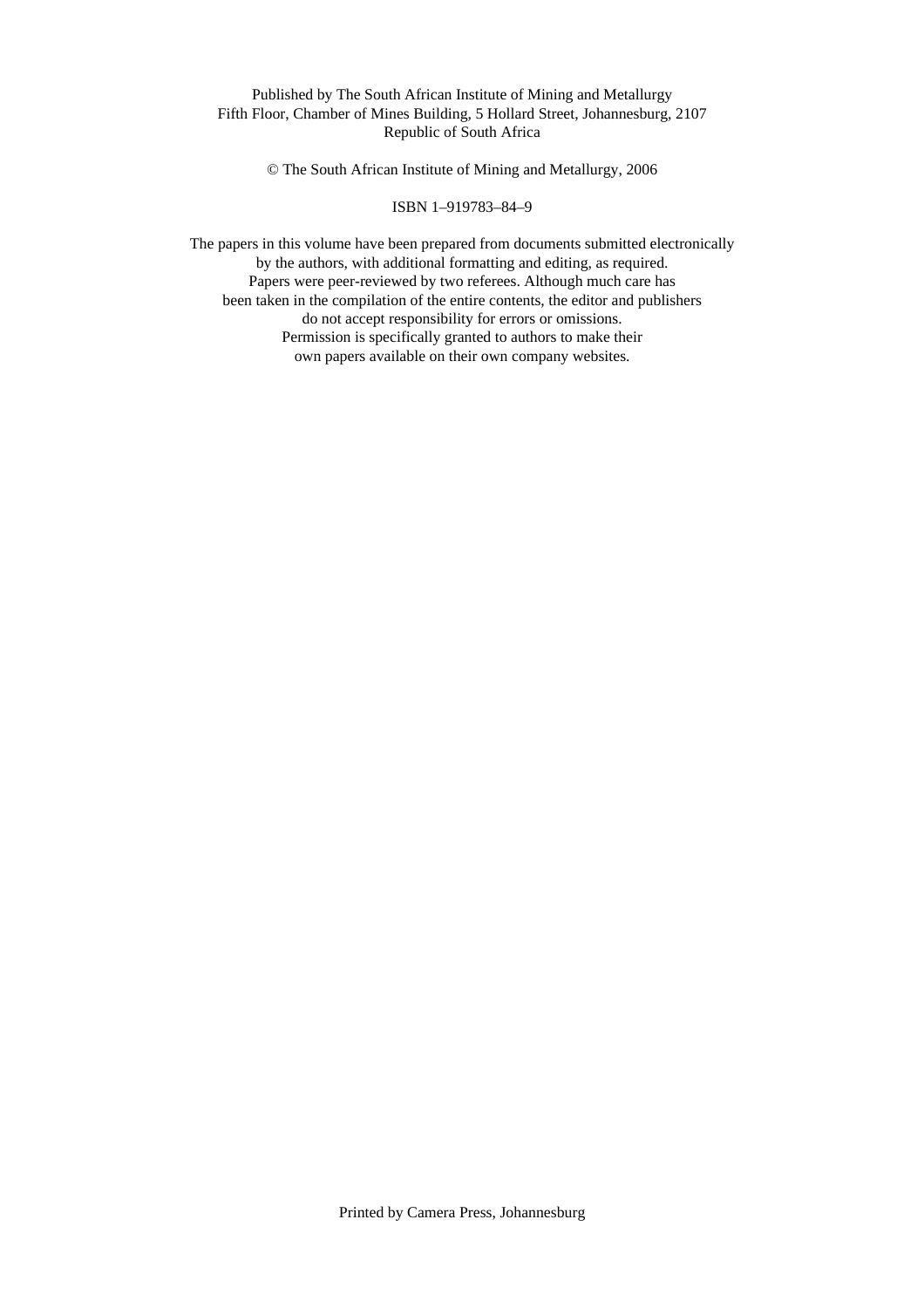Published by The South African Institute of Mining and Metallurgy
Fifth Floor, Chamber of Mines Building, 5 Hollard Street, Johannesburg, 2107
Republic of South Africa

© The South African Institute of Mining and Metallurgy, 2006

ISBN 1–919783–84–9

The papers in this volume have been prepared from documents submitted electronically
by the authors, with additional formatting and editing, as required.
Papers were peer-reviewed by two referees. Although much care has
been taken in the compilation of the entire contents, the editor and publishers
do not accept responsibility for errors or omissions.
Permission is specifically granted to authors to make their
own papers available on their own company websites.

Printed by Camera Press, Johannesburg